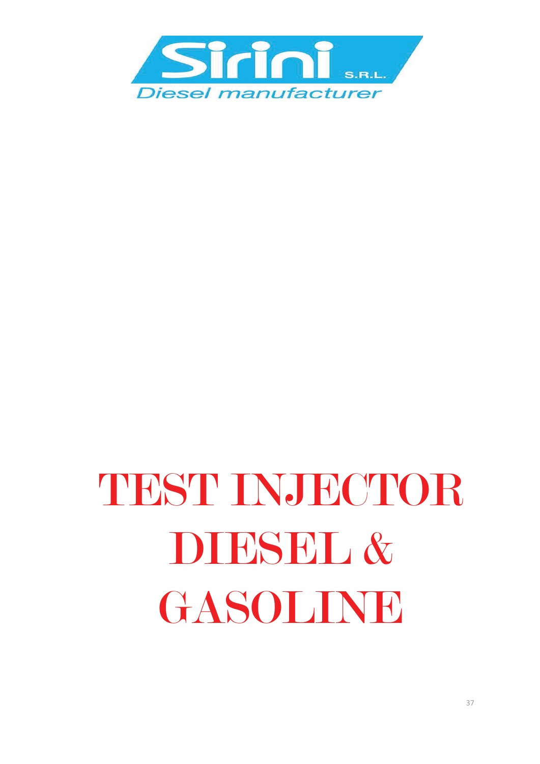Sirini S.R.L.

*Diesel manufacturer*

# TEST INJECTOR DIESEL & GASOLINE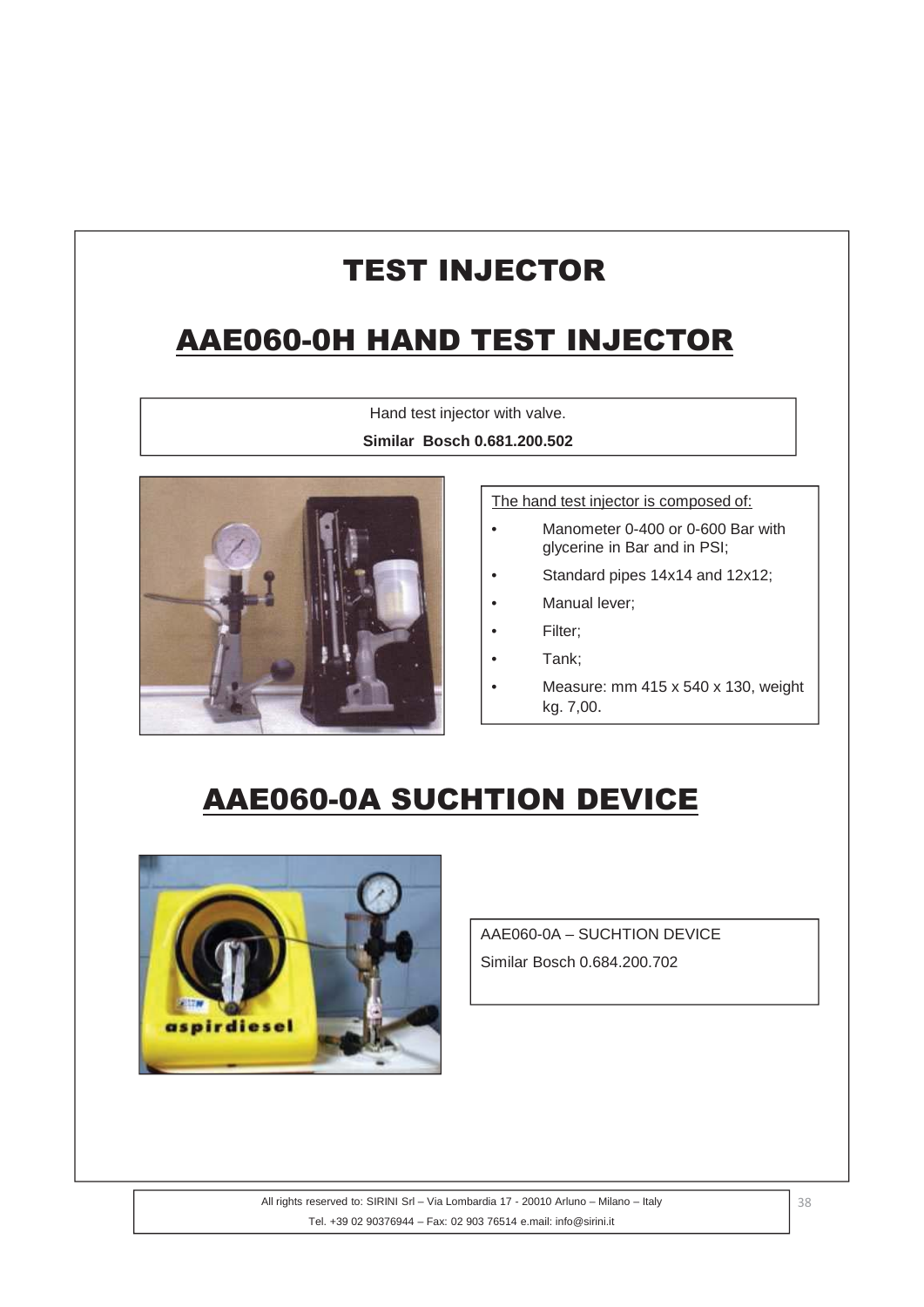# TEST INJECTOR

## AAE060-0H HAND TEST INJECTOR

Hand test injector with valve.

**Similar Bosch 0.681.200.502**

The hand test injector is composed of:

- Manometer 0-400 or 0-600 Bar with glycerine in Bar and in PSI;
- Standard pipes 14x14 and 12x12;
- Manual lever;
- Filter;
- Tank;
- Measure: mm 415 x 540 x 130, weight kg. 7,00.

## AAE060-0A SUCHTION DEVICE

AAE060-0A – SUCHTION DEVICE

Similar Bosch 0.684.200.702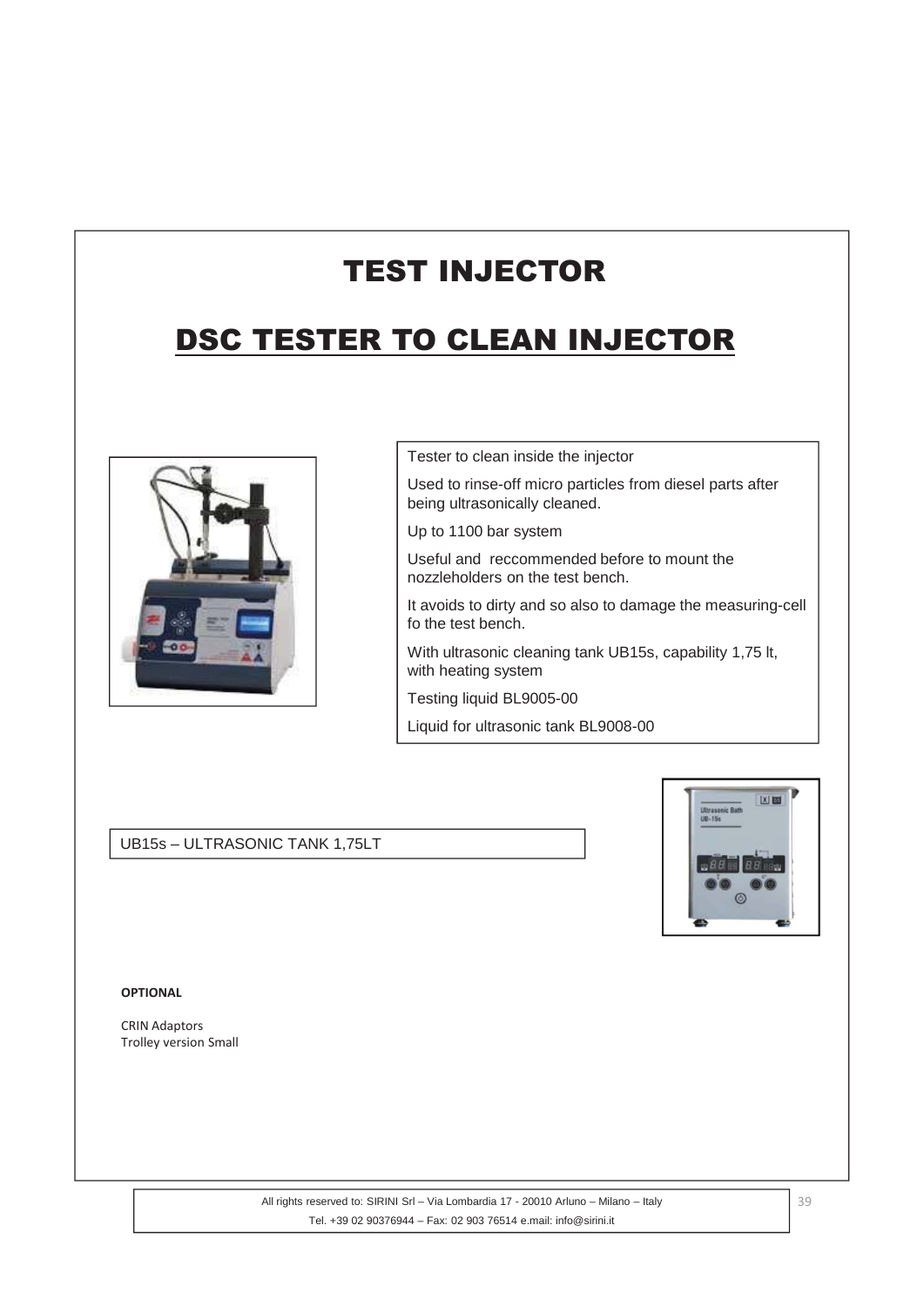# TEST INJECTOR

## DSC TESTER TO CLEAN INJECTOR

Tester to clean inside the injector

Used to rinse-off micro particles from diesel parts after being ultrasonically cleaned.

Up to 1100 bar system

Useful and reccommended before to mount the nozzleholders on the test bench.

It avoids to dirty and so also to damage the measuring-cell fo the test bench.

With ultrasonic cleaning tank UB15s, capability 1,75 lt, with heating system

Testing liquid BL9005-00

Liquid for ultrasonic tank BL9008-00

UB15s – ULTRASONIC TANK 1,75LT

**OPTIONAL**

CRIN Adaptors
Trolley version Small

All rights reserved to: SIRINI Srl – Via Lombardia 17 - 20010 Arluno – Milano – Italy
Tel. +39 02 90376944 – Fax: 02 903 76514 e.mail: info@sirini.it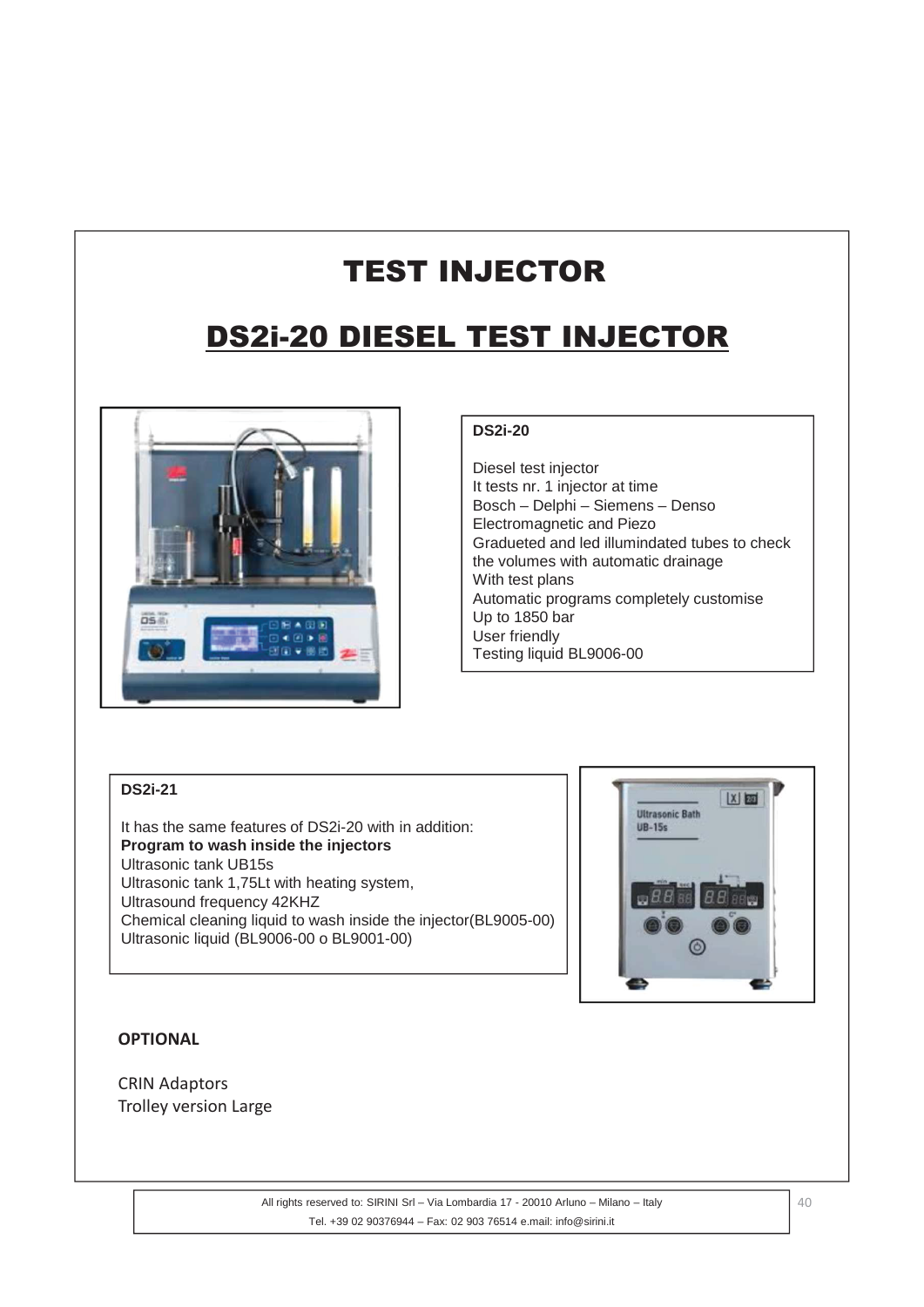# TEST INJECTOR

## DS2i-20 DIESEL TEST INJECTOR

**DS2i-20**

Diesel test injector
It tests nr. 1 injector at time
Bosch – Delphi – Siemens – Denso
Electromagnetic and Piezo
Gradueted and led illumindated tubes to check the volumes with automatic drainage
With test plans
Automatic programs completely customise
Up to 1850 bar
User friendly
Testing liquid BL9006-00

**DS2i-21**

It has the same features of DS2i-20 with in addition:
**Program to wash inside the injectors**
Ultrasonic tank UB15s
Ultrasonic tank 1,75Lt with heating system,
Ultrasound frequency 42KHZ
Chemical cleaning liquid to wash inside the injector(BL9005-00)
Ultrasonic liquid (BL9006-00 o BL9001-00)

**OPTIONAL**

CRIN Adaptors
Trolley version Large

All rights reserved to: SIRINI Srl – Via Lombardia 17 - 20010 Arluno – Milano – Italy
Tel. +39 02 90376944 – Fax: 02 903 76514 e.mail: info@sirini.it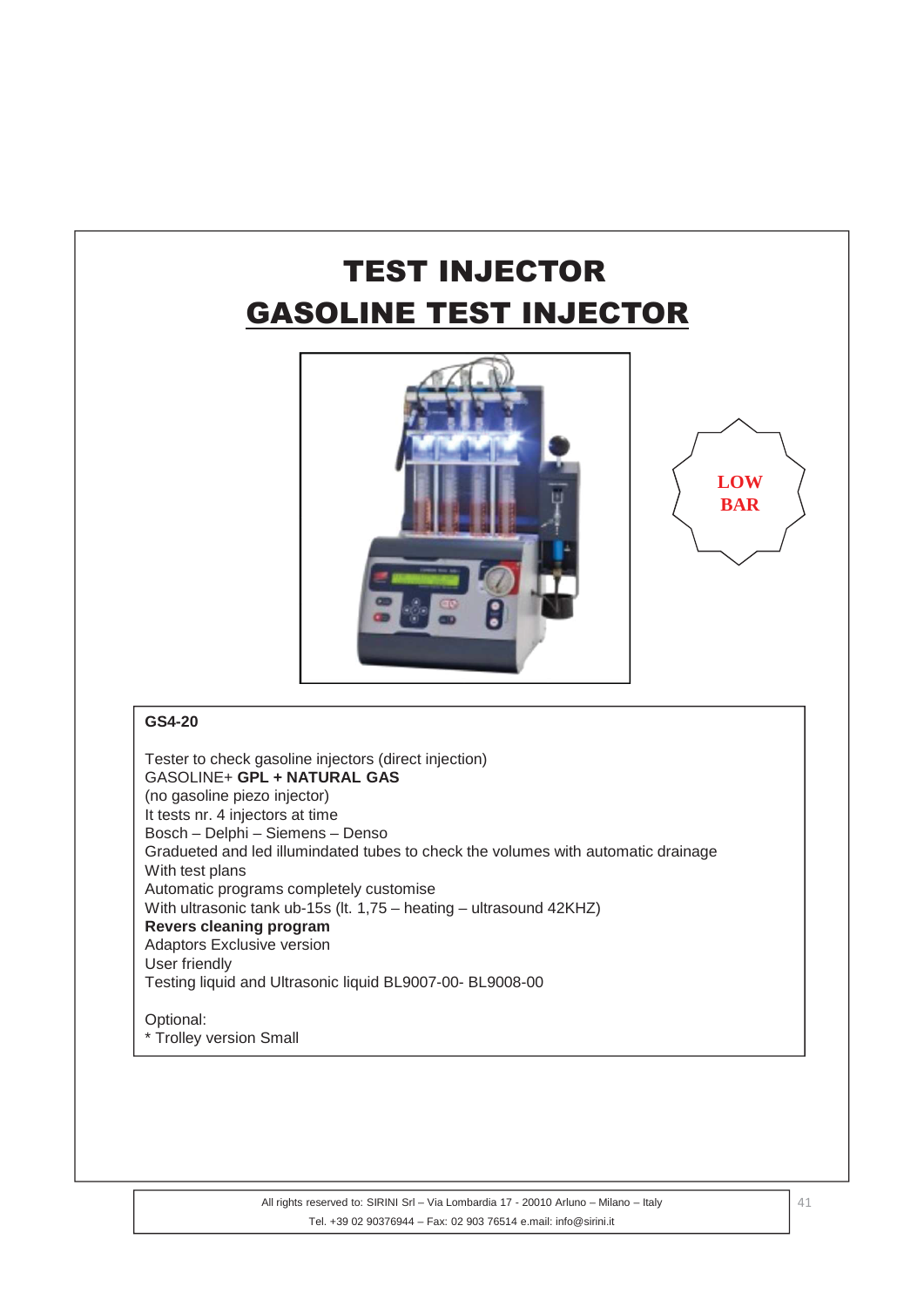# TEST INJECTOR

## GASOLINE TEST INJECTOR

LOW BAR

**GS4-20**

Tester to check gasoline injectors (direct injection)
GASOLINE+ **GPL + NATURAL GAS**
(no gasoline piezo injector)
It tests nr. 4 injectors at time
Bosch – Delphi – Siemens – Denso
Gradueted and led illumindated tubes to check the volumes with automatic drainage
With test plans
Automatic programs completely customise
With ultrasonic tank ub-15s (lt. 1,75 – heating – ultrasound 42KHZ)
**Revers cleaning program**
Adaptors Exclusive version
User friendly
Testing liquid and Ultrasonic liquid BL9007-00- BL9008-00

Optional:
* Trolley version Small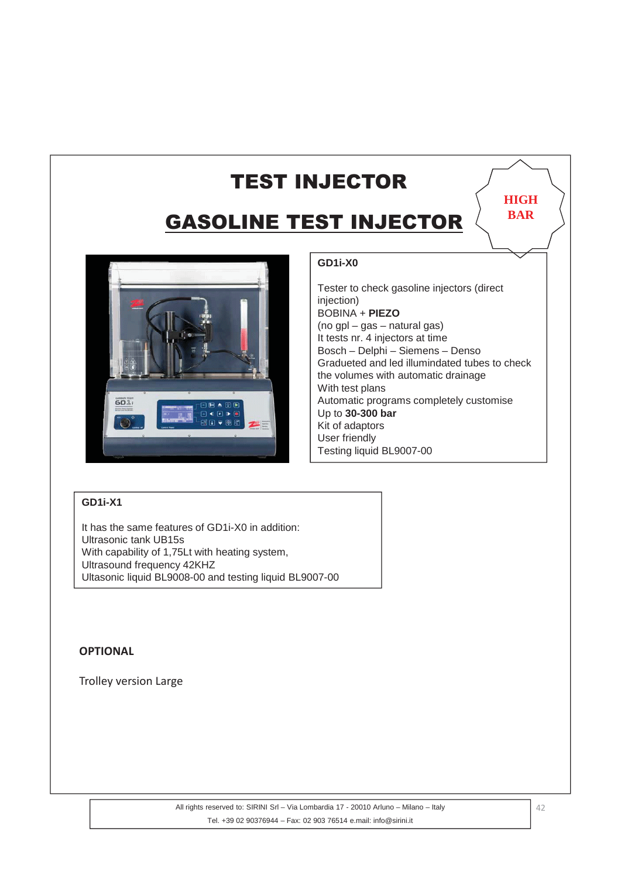# TEST INJECTOR

## GASOLINE TEST INJECTOR

HIGH BAR

**GD1i-X0**

Tester to check gasoline injectors (direct injection)
BOBINA + **PIEZO**
(no gpl – gas – natural gas)
It tests nr. 4 injectors at time
Bosch – Delphi – Siemens – Denso
Graduated and led illumindated tubes to check the volumes with automatic drainage
With test plans
Automatic programs completely customise
Up to **30-300 bar**
Kit of adaptors
User friendly
Testing liquid BL9007-00

**GD1i-X1**

It has the same features of GD1i-X0 in addition:
Ultrasonic tank UB15s
With capability of 1,75Lt with heating system,
Ultrasound frequency 42KHZ
Ultasonic liquid BL9008-00 and testing liquid BL9007-00

**OPTIONAL**

Trolley version Large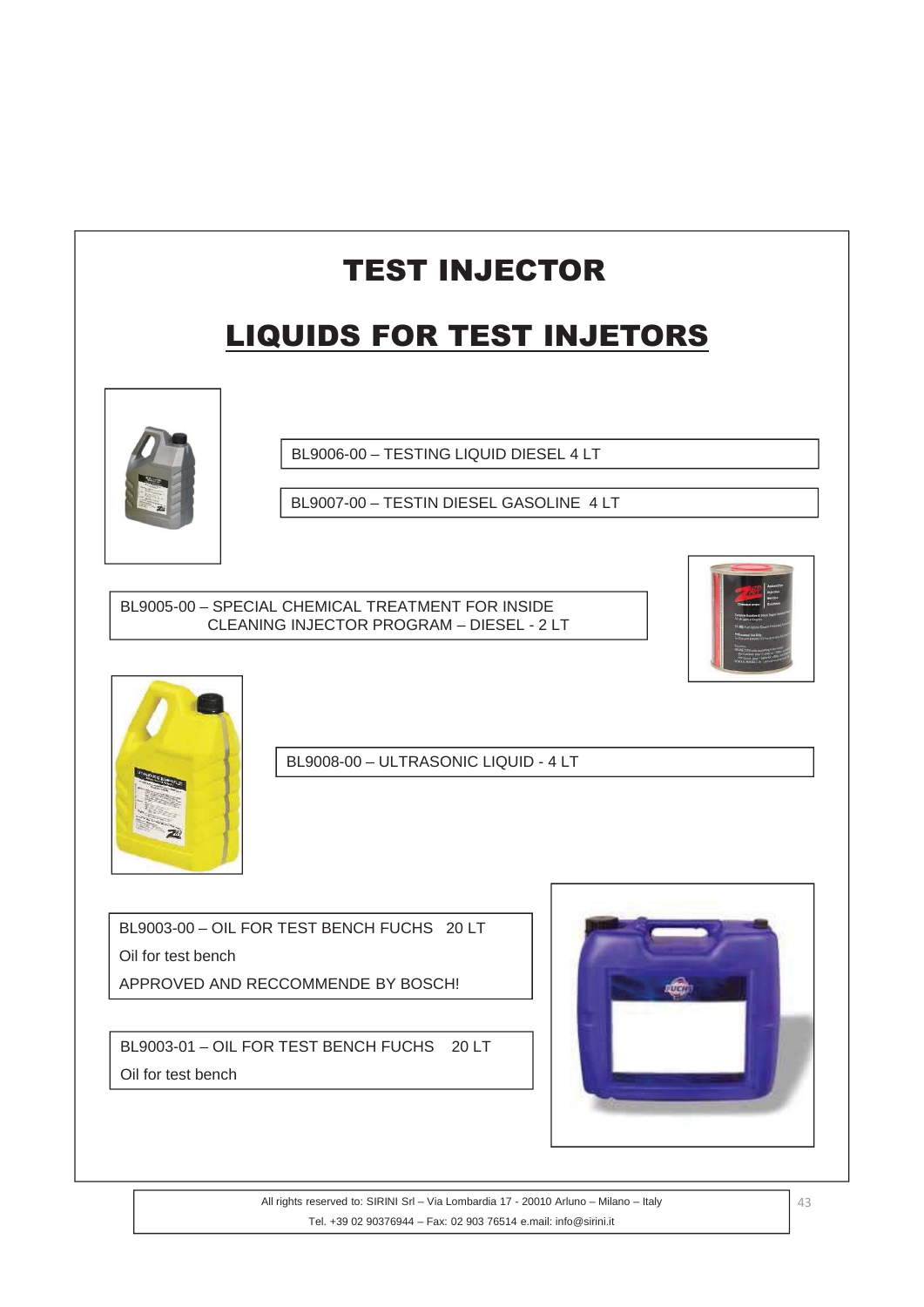# TEST INJECTOR

## LIQUIDS FOR TEST INJETORS

BL9006-00 – TESTING LIQUID DIESEL 4 LT

BL9007-00 – TESTIN DIESEL GASOLINE 4 LT

BL9005-00 – SPECIAL CHEMICAL TREATMENT FOR INSIDE CLEANING INJECTOR PROGRAM – DIESEL - 2 LT

BL9008-00 – ULTRASONIC LIQUID - 4 LT

BL9003-00 – OIL FOR TEST BENCH FUCHS 20 LT

Oil for test bench

APPROVED AND RECCOMMENDE BY BOSCH!

BL9003-01 – OIL FOR TEST BENCH FUCHS 20 LT

Oil for test bench

All rights reserved to: SIRINI Srl – Via Lombardia 17 - 20010 Arluno – Milano – Italy
Tel. +39 02 90376944 – Fax: 02 903 76514 e.mail: info@sirini.it